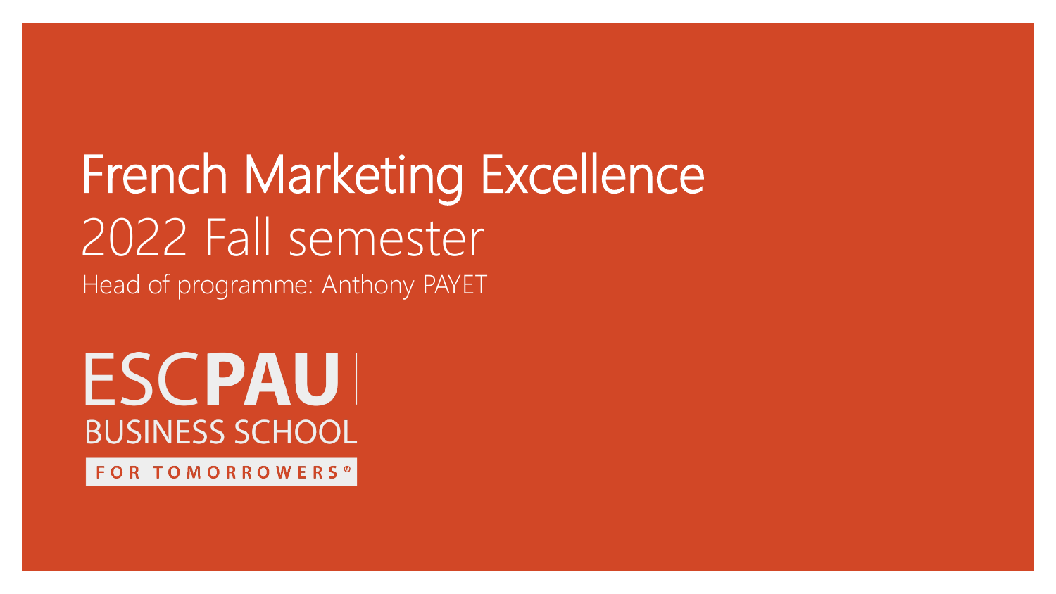# French Marketing Excellence

## 2022 Fall semester

Head of programme: Anthony PAYET

ESCPAU BUSINESS SCHOOL

FOR TOMORROWERS®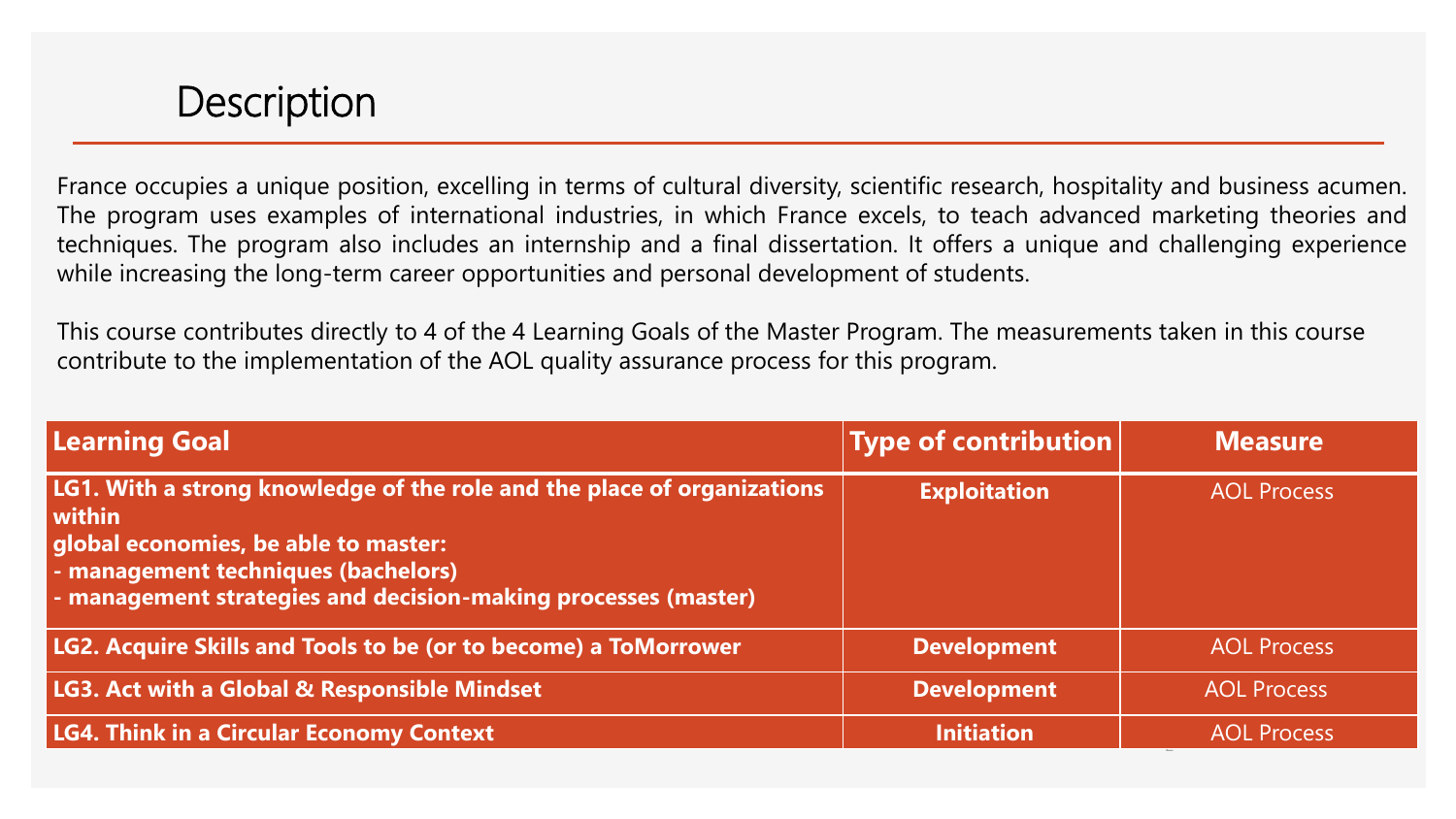# Description

France occupies a unique position, excelling in terms of cultural diversity, scientific research, hospitality and business acumen. The program uses examples of international industries, in which France excels, to teach advanced marketing theories and techniques. The program also includes an internship and a final dissertation. It offers a unique and challenging experience while increasing the long-term career opportunities and personal development of students.

This course contributes directly to 4 of the 4 Learning Goals of the Master Program. The measurements taken in this course contribute to the implementation of the AOL quality assurance process for this program.

| Learning Goal | Type of contribution | Measure |
|---|---|---|
| **LG1. With a strong knowledge of the role and the place of organizations within global economies, be able to master:<br>- management techniques (bachelors)<br>- management strategies and decision-making processes (master)** | **Exploitation** | AOL Process |
| **LG2. Acquire Skills and Tools to be (or to become) a ToMorrower** | **Development** | AOL Process |
| **LG3. Act with a Global & Responsible Mindset** | **Development** | AOL Process |
| **LG4. Think in a Circular Economy Context** | **Initiation** | AOL Process |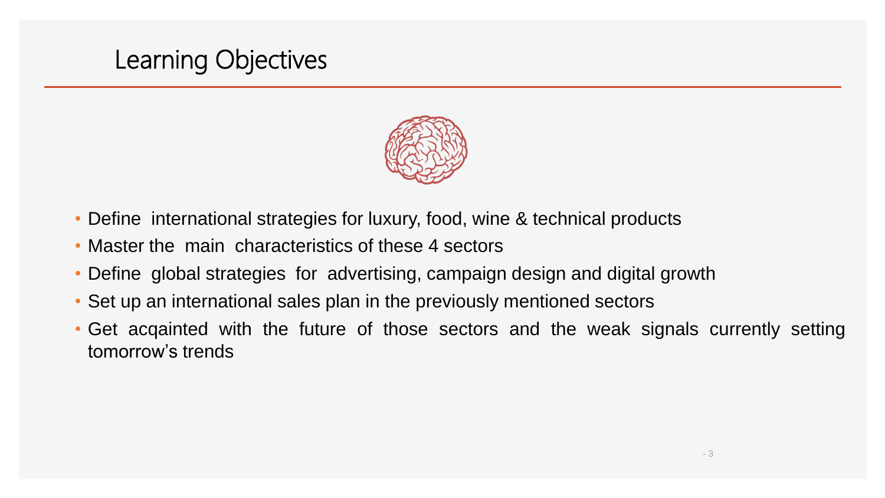# Learning Objectives

- Define international strategies for luxury, food, wine & technical products
- Master the main characteristics of these 4 sectors
- Define global strategies for advertising, campaign design and digital growth
- Set up an international sales plan in the previously mentioned sectors
- Get acqainted with the future of those sectors and the weak signals currently setting tomorrow's trends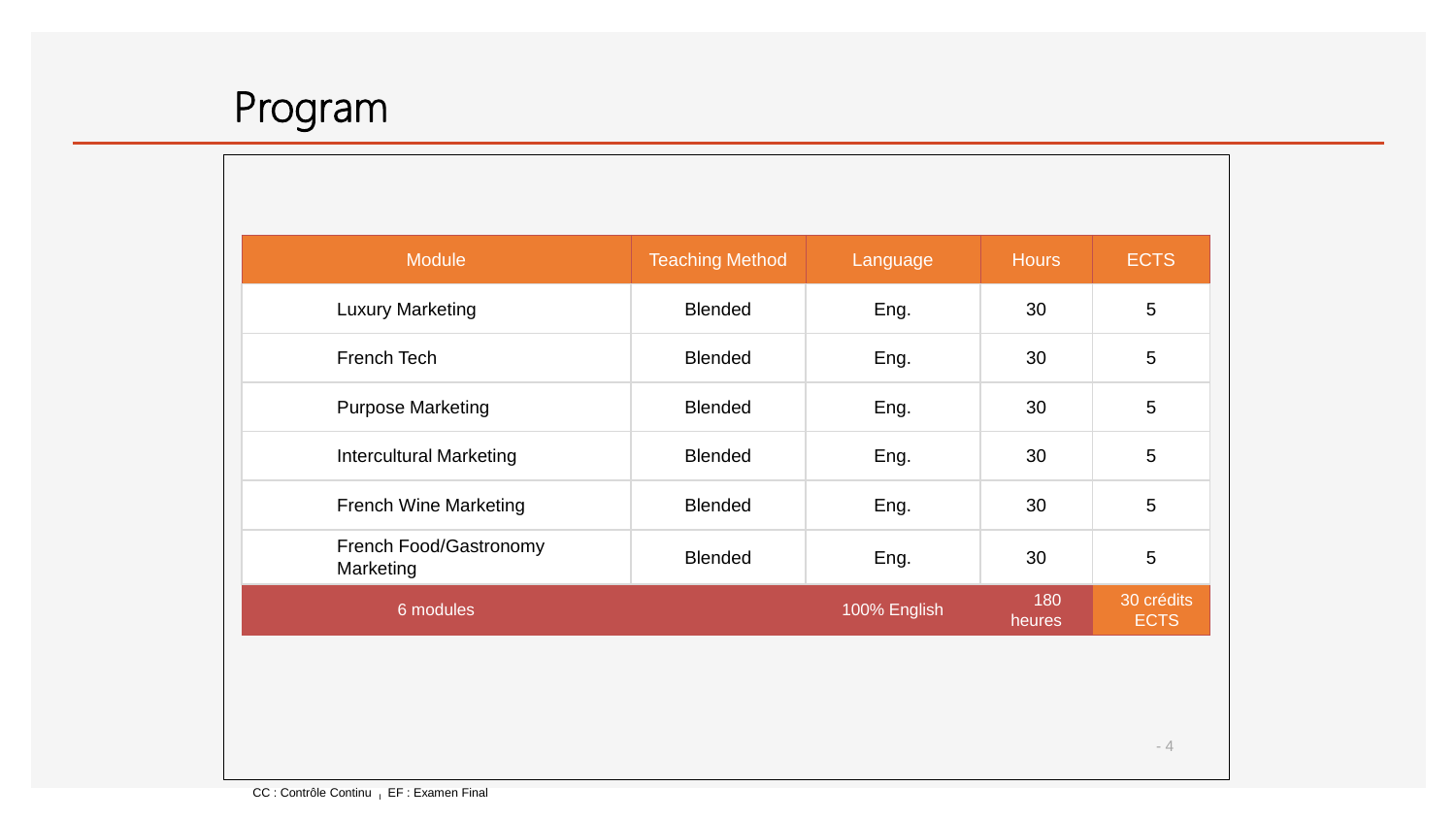# Program

| Module | Teaching Method | Language | Hours | ECTS |
| --- | --- | --- | --- | --- |
| Luxury Marketing | Blended | Eng. | 30 | 5 |
| French Tech | Blended | Eng. | 30 | 5 |
| Purpose Marketing | Blended | Eng. | 30 | 5 |
| Intercultural Marketing | Blended | Eng. | 30 | 5 |
| French Wine Marketing | Blended | Eng. | 30 | 5 |
| French Food/Gastronomy Marketing | Blended | Eng. | 30 | 5 |
| 6 modules | | 100% English | 180 heures | 30 crédits ECTS |

CC : Contrôle Continu , EF : Examen Final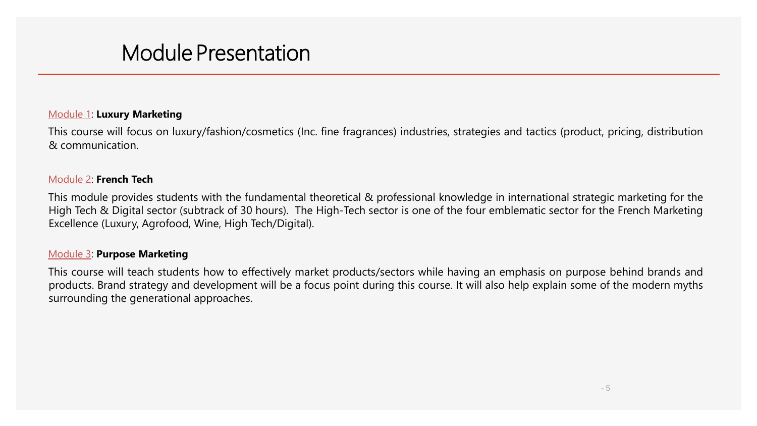# Module Presentation

Module 1: **Luxury Marketing**

This course will focus on luxury/fashion/cosmetics (Inc. fine fragrances) industries, strategies and tactics (product, pricing, distribution & communication.

Module 2: **French Tech**

This module provides students with the fundamental theoretical & professional knowledge in international strategic marketing for the High Tech & Digital sector (subtrack of 30 hours). The High-Tech sector is one of the four emblematic sector for the French Marketing Excellence (Luxury, Agrofood, Wine, High Tech/Digital).

Module 3: **Purpose Marketing**

This course will teach students how to effectively market products/sectors while having an emphasis on purpose behind brands and products. Brand strategy and development will be a focus point during this course. It will also help explain some of the modern myths surrounding the generational approaches.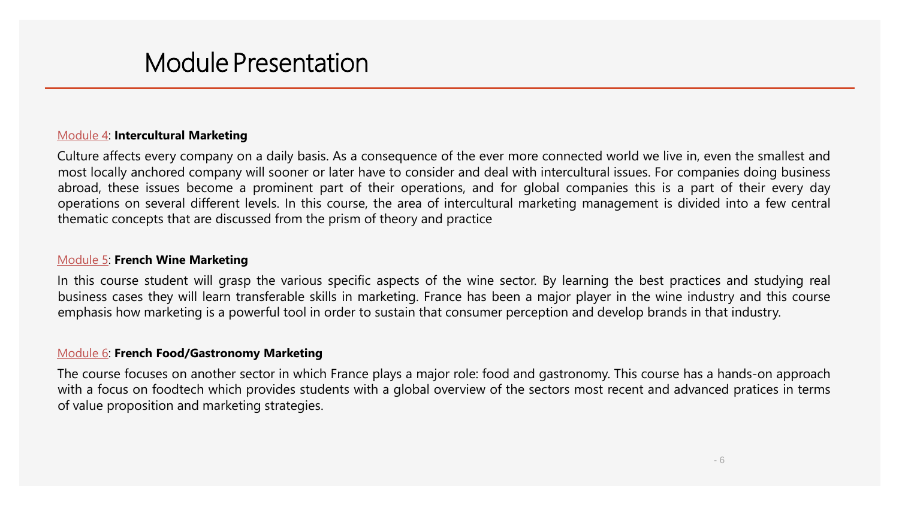# Module Presentation

Module 4: **Intercultural Marketing**

Culture affects every company on a daily basis. As a consequence of the ever more connected world we live in, even the smallest and most locally anchored company will sooner or later have to consider and deal with intercultural issues. For companies doing business abroad, these issues become a prominent part of their operations, and for global companies this is a part of their every day operations on several different levels. In this course, the area of intercultural marketing management is divided into a few central thematic concepts that are discussed from the prism of theory and practice

Module 5: **French Wine Marketing**

In this course student will grasp the various specific aspects of the wine sector. By learning the best practices and studying real business cases they will learn transferable skills in marketing. France has been a major player in the wine industry and this course emphasis how marketing is a powerful tool in order to sustain that consumer perception and develop brands in that industry.

Module 6: **French Food/Gastronomy Marketing**

The course focuses on another sector in which France plays a major role: food and gastronomy. This course has a hands-on approach with a focus on foodtech which provides students with a global overview of the sectors most recent and advanced pratices in terms of value proposition and marketing strategies.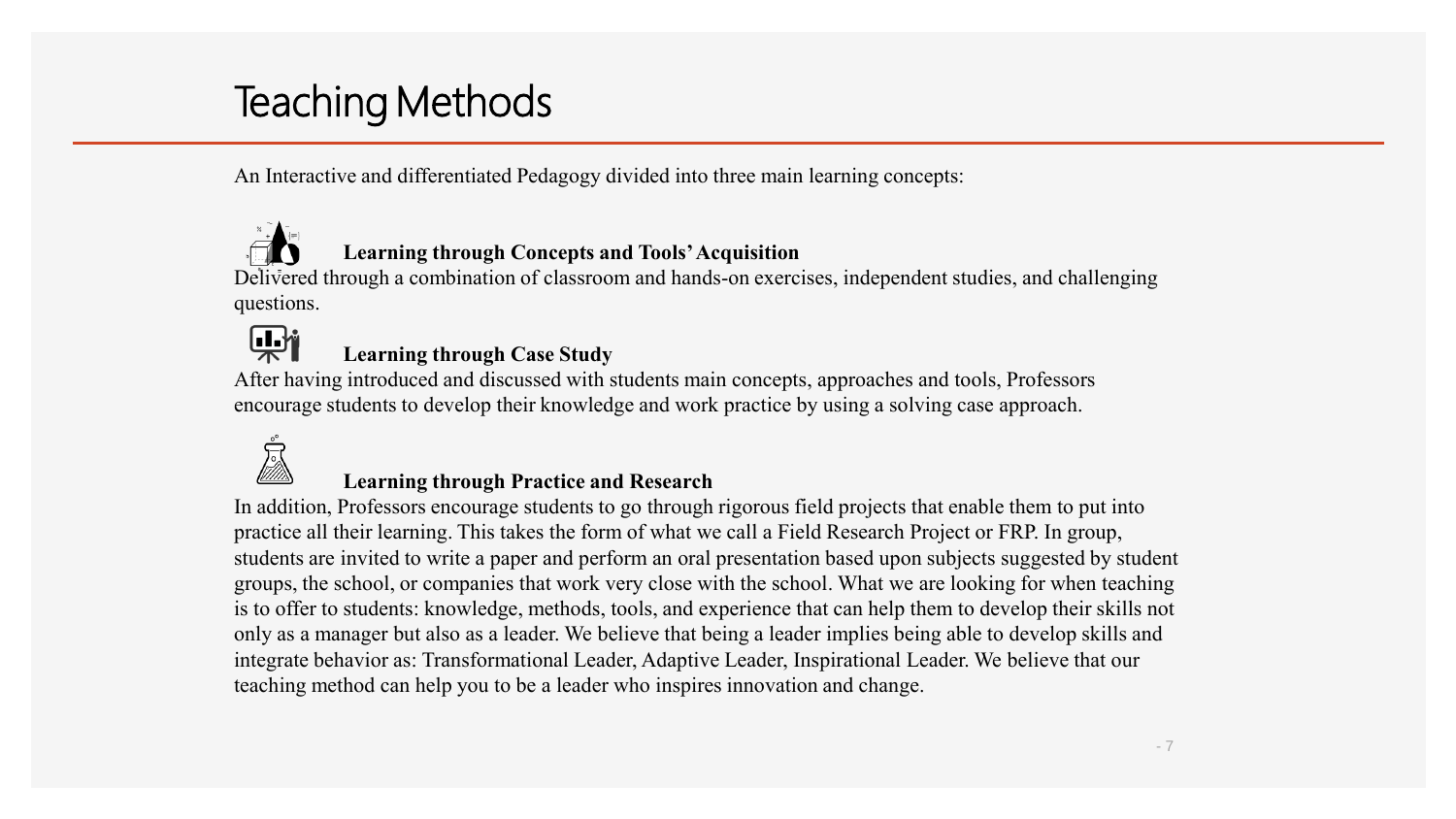# Teaching Methods

An Interactive and differentiated Pedagogy divided into three main learning concepts:

**Learning through Concepts and Tools' Acquisition**

Delivered through a combination of classroom and hands-on exercises, independent studies, and challenging questions.

**Learning through Case Study**

After having introduced and discussed with students main concepts, approaches and tools, Professors encourage students to develop their knowledge and work practice by using a solving case approach.

**Learning through Practice and Research**

In addition, Professors encourage students to go through rigorous field projects that enable them to put into practice all their learning. This takes the form of what we call a Field Research Project or FRP. In group, students are invited to write a paper and perform an oral presentation based upon subjects suggested by student groups, the school, or companies that work very close with the school. What we are looking for when teaching is to offer to students: knowledge, methods, tools, and experience that can help them to develop their skills not only as a manager but also as a leader. We believe that being a leader implies being able to develop skills and integrate behavior as: Transformational Leader, Adaptive Leader, Inspirational Leader. We believe that our teaching method can help you to be a leader who inspires innovation and change.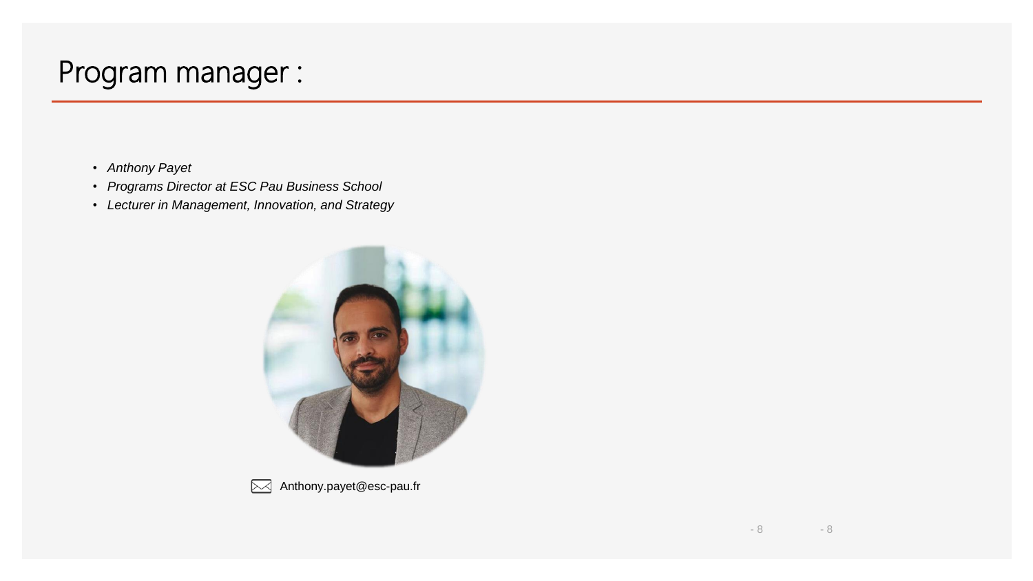# Program manager :

- *Anthony Payet*
- *Programs Director at ESC Pau Business School*
- *Lecturer in Management, Innovation, and Strategy*

Anthony.payet@esc-pau.fr